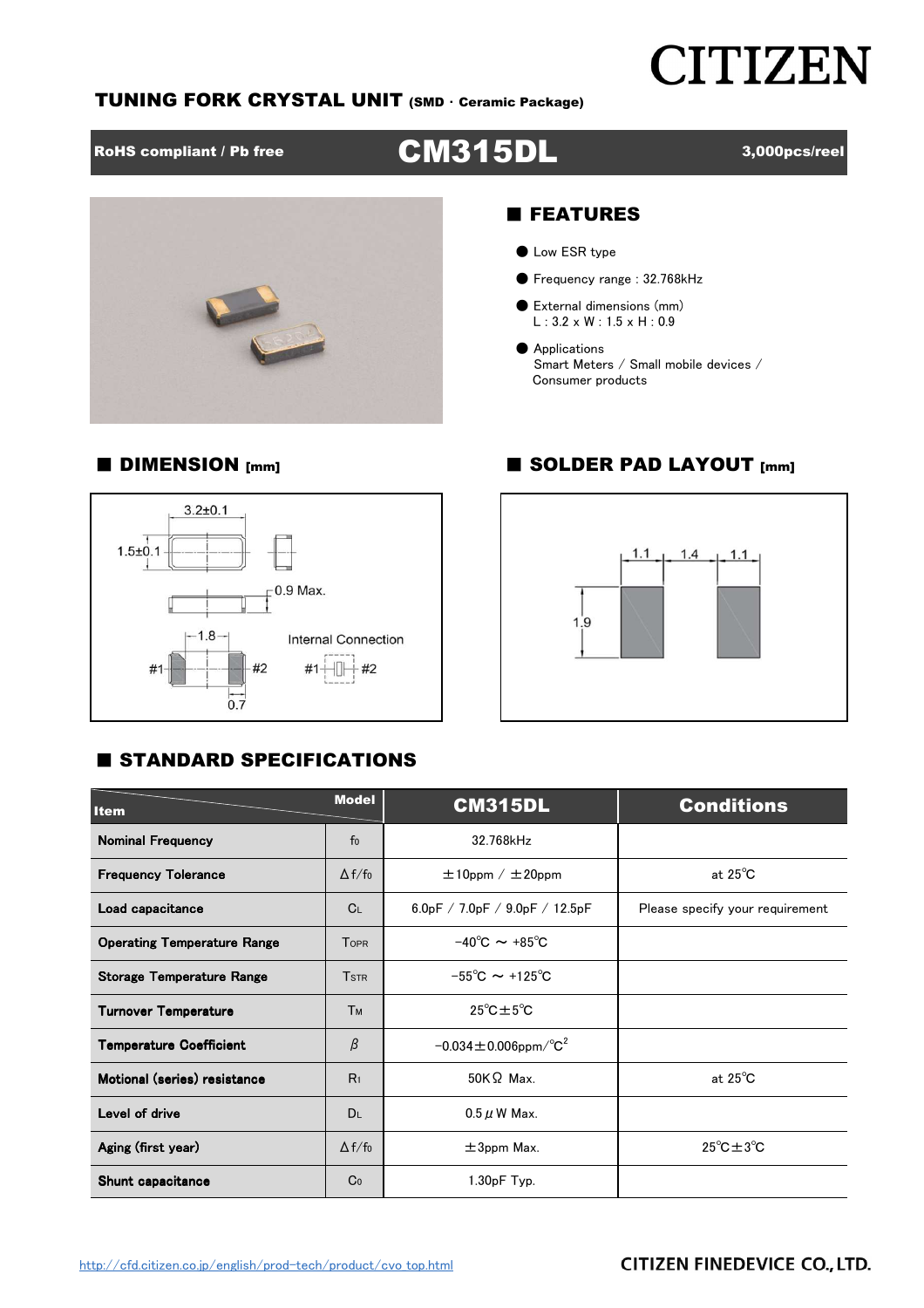CITIZEN

**TUNING FORK CRYSTAL UNIT** (SMD · Ceramic Package)

**RoHS compliant / Pb free** | **CM315DL** | **3,000pcs/reel**

## ■ FEATURES

- Low ESR type
- Frequency range : 32.768kHz
- External dimensions (mm)
  L : 3.2 x W : 1.5 x H : 0.9
- Applications
  Smart Meters / Small mobile devices / Consumer products

## ■ DIMENSION [mm]

3.2±0.1

1.5±0.1

0.9 Max.

1.8

#1 #2

0.7

Internal Connection

#1 #2

## ■ SOLDER PAD LAYOUT [mm]

1.1 1.4 1.1

1.9

## ■ STANDARD SPECIFICATIONS

| Item | Model | CM315DL | Conditions |
|---|---|---|---|
| Nominal Frequency | $f_0$ | 32.768kHz | |
| Frequency Tolerance | $\Delta f/f_0$ | ±10ppm / ±20ppm | at 25℃ |
| Load capacitance | $C_L$ | 6.0pF / 7.0pF / 9.0pF / 12.5pF | Please specify your requirement |
| Operating Temperature Range | $T_{OPR}$ | −40℃ ～ +85℃ | |
| Storage Temperature Range | $T_{STR}$ | −55℃ ～ +125℃ | |
| Turnover Temperature | $T_M$ | 25℃±5℃ | |
| Temperature Coefficient | $\beta$ | −0.034±0.006ppm/℃$^2$ | |
| Motional (series) resistance | $R_1$ | 50KΩ Max. | at 25℃ |
| Level of drive | $D_L$ | 0.5μW Max. | |
| Aging (first year) | $\Delta f/f_0$ | ±3ppm Max. | 25℃±3℃ |
| Shunt capacitance | $C_0$ | 1.30pF Typ. | |

http://cfd.citizen.co.jp/english/prod-tech/product/cvo_top.html

CITIZEN FINEDEVICE CO., LTD.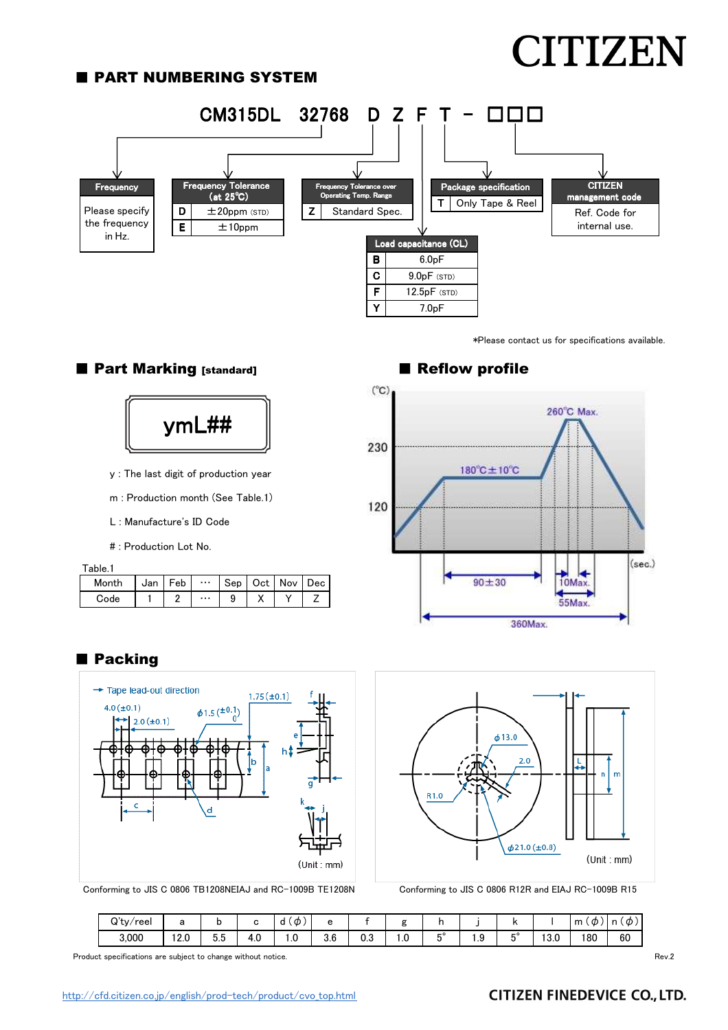CITIZEN

## PART NUMBERING SYSTEM

CM315DL 32768 D Z F T - □□□

**Frequency**
Please specify the frequency in Hz.

**Frequency Tolerance (at 25℃)**

| | |
|---|---|
| D | ±20ppm (STD) |
| E | ±10ppm |

**Frequency Tolerance over Operating Temp. Range**

| | |
|---|---|
| Z | Standard Spec. |

**Package specification**

| | |
|---|---|
| T | Only Tape & Reel |

**CITIZEN management code**
Ref. Code for internal use.

**Load capacitance (CL)**

| | |
|---|---|
| B | 6.0pF |
| C | 9.0pF (STD) |
| F | 12.5pF (STD) |
| Y | 7.0pF |

*Please contact us for specifications available.

## Part Marking [standard]

ymL##

y : The last digit of production year

m : Production month (See Table.1)

L : Manufacture's ID Code

# : Production Lot No.

Table.1

| Month | Jan | Feb | … | Sep | Oct | Nov | Dec |
|---|---|---|---|---|---|---|---|
| Code | 1 | 2 | … | 9 | X | Y | Z |

## Reflow profile

(℃)
260℃ Max.
230
180℃±10℃
120
(sec.)
90±30
10Max.
55Max.
360Max.

## Packing

Tape lead-out direction
4.0(±0.1)
2.0(±0.1)
1.75(±0.1)
ϕ1.5(+0.1/0)
f
e
h
b
a
g
c
d
k
j
(Unit : mm)

Conforming to JIS C 0806 TB1208NEIAJ and RC-1009B TE1208N

ϕ13.0
2.0
R1.0
ϕ21.0(±0.8)
L
n
m
(Unit : mm)

Conforming to JIS C 0806 R12R and EIAJ RC-1009B R15

| Q'ty/reel | a | b | c | d (ϕ) | e | f | g | h | j | k | l | m (ϕ) | n (ϕ) |
|---|---|---|---|---|---|---|---|---|---|---|---|---|---|
| 3,000 | 12.0 | 5.5 | 4.0 | 1.0 | 3.6 | 0.3 | 1.0 | 5° | 1.9 | 5° | 13.0 | 180 | 60 |

Product specifications are subject to change without notice.

Rev.2

http://cfd.citizen.co.jp/english/prod-tech/product/cvo_top.html

CITIZEN FINEDEVICE CO., LTD.